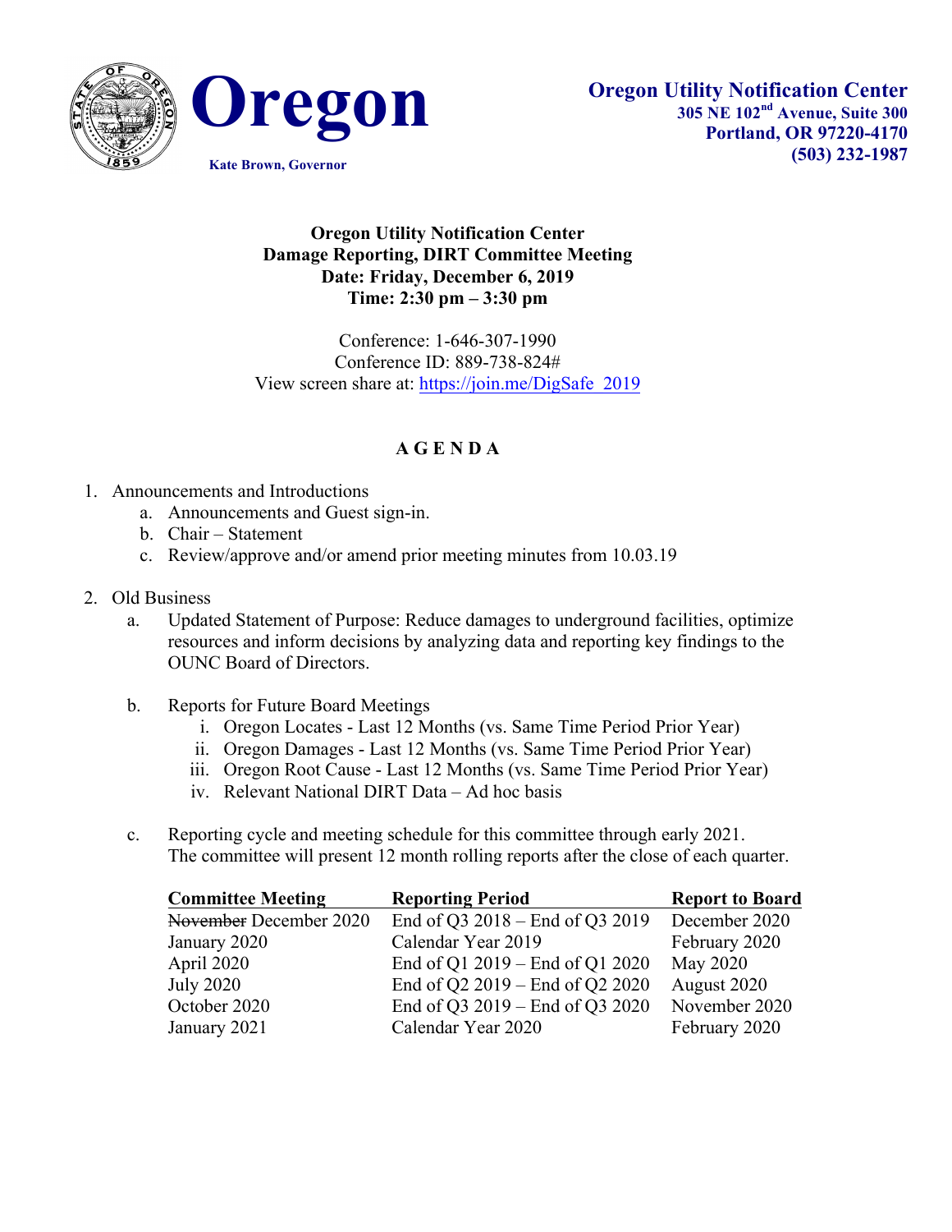**Oregon**

Kate Brown, Governor

**Oregon Utility Notification Center**
**305 NE 102nd Avenue, Suite 300**
**Portland, OR 97220-4170**
**(503) 232-1987**

**Oregon Utility Notification Center**
**Damage Reporting, DIRT Committee Meeting**
**Date: Friday, December 6, 2019**
**Time: 2:30 pm – 3:30 pm**

Conference: 1-646-307-1990
Conference ID: 889-738-824#
View screen share at: https://join.me/DigSafe_2019

## A G E N D A

1. Announcements and Introductions
   a. Announcements and Guest sign-in.
   b. Chair – Statement
   c. Review/approve and/or amend prior meeting minutes from 10.03.19

2. Old Business
   a. Updated Statement of Purpose: Reduce damages to underground facilities, optimize resources and inform decisions by analyzing data and reporting key findings to the OUNC Board of Directors.

   b. Reports for Future Board Meetings
      i. Oregon Locates - Last 12 Months (vs. Same Time Period Prior Year)
      ii. Oregon Damages - Last 12 Months (vs. Same Time Period Prior Year)
      iii. Oregon Root Cause - Last 12 Months (vs. Same Time Period Prior Year)
      iv. Relevant National DIRT Data – Ad hoc basis

   c. Reporting cycle and meeting schedule for this committee through early 2021. The committee will present 12 month rolling reports after the close of each quarter.

| Committee Meeting | Reporting Period | Report to Board |
|---|---|---|
| ~~November~~ December 2020 | End of Q3 2018 – End of Q3 2019 | December 2020 |
| January 2020 | Calendar Year 2019 | February 2020 |
| April 2020 | End of Q1 2019 – End of Q1 2020 | May 2020 |
| July 2020 | End of Q2 2019 – End of Q2 2020 | August 2020 |
| October 2020 | End of Q3 2019 – End of Q3 2020 | November 2020 |
| January 2021 | Calendar Year 2020 | February 2020 |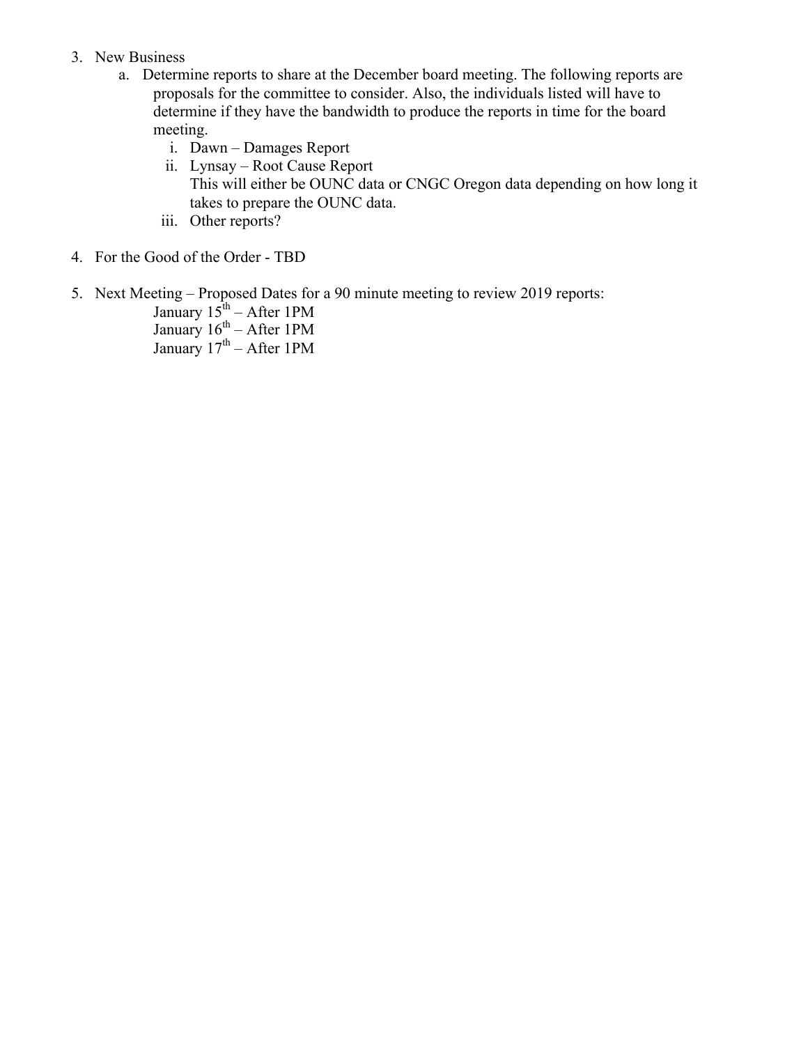3. New Business
   a. Determine reports to share at the December board meeting. The following reports are proposals for the committee to consider. Also, the individuals listed will have to determine if they have the bandwidth to produce the reports in time for the board meeting.
      i. Dawn – Damages Report
      ii. Lynsay – Root Cause Report
          This will either be OUNC data or CNGC Oregon data depending on how long it takes to prepare the OUNC data.
      iii. Other reports?

4. For the Good of the Order - TBD

5. Next Meeting – Proposed Dates for a 90 minute meeting to review 2019 reports:
   January 15th – After 1PM
   January 16th – After 1PM
   January 17th – After 1PM